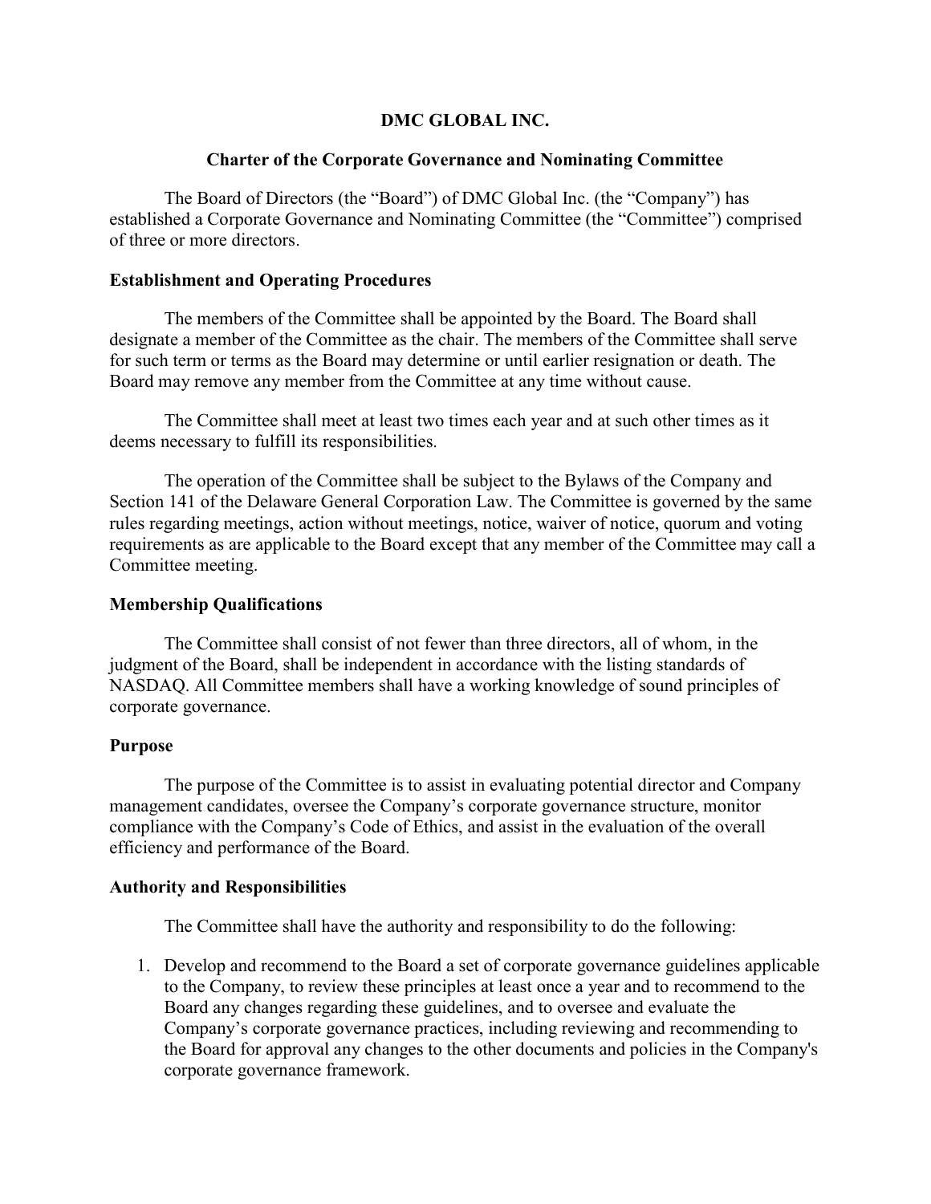# DMC GLOBAL INC.

## Charter of the Corporate Governance and Nominating Committee

The Board of Directors (the "Board") of DMC Global Inc. (the "Company") has established a Corporate Governance and Nominating Committee (the "Committee") comprised of three or more directors.

### Establishment and Operating Procedures

The members of the Committee shall be appointed by the Board. The Board shall designate a member of the Committee as the chair. The members of the Committee shall serve for such term or terms as the Board may determine or until earlier resignation or death. The Board may remove any member from the Committee at any time without cause.

The Committee shall meet at least two times each year and at such other times as it deems necessary to fulfill its responsibilities.

The operation of the Committee shall be subject to the Bylaws of the Company and Section 141 of the Delaware General Corporation Law. The Committee is governed by the same rules regarding meetings, action without meetings, notice, waiver of notice, quorum and voting requirements as are applicable to the Board except that any member of the Committee may call a Committee meeting.

### Membership Qualifications

The Committee shall consist of not fewer than three directors, all of whom, in the judgment of the Board, shall be independent in accordance with the listing standards of NASDAQ. All Committee members shall have a working knowledge of sound principles of corporate governance.

### Purpose

The purpose of the Committee is to assist in evaluating potential director and Company management candidates, oversee the Company's corporate governance structure, monitor compliance with the Company's Code of Ethics, and assist in the evaluation of the overall efficiency and performance of the Board.

### Authority and Responsibilities

The Committee shall have the authority and responsibility to do the following:

1. Develop and recommend to the Board a set of corporate governance guidelines applicable to the Company, to review these principles at least once a year and to recommend to the Board any changes regarding these guidelines, and to oversee and evaluate the Company's corporate governance practices, including reviewing and recommending to the Board for approval any changes to the other documents and policies in the Company's corporate governance framework.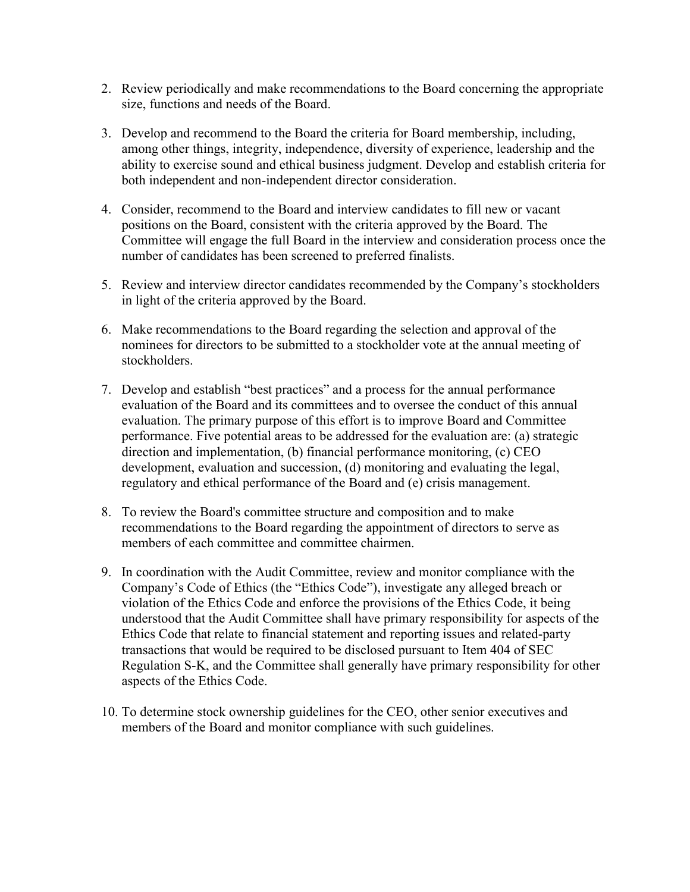2. Review periodically and make recommendations to the Board concerning the appropriate size, functions and needs of the Board.

3. Develop and recommend to the Board the criteria for Board membership, including, among other things, integrity, independence, diversity of experience, leadership and the ability to exercise sound and ethical business judgment. Develop and establish criteria for both independent and non-independent director consideration.

4. Consider, recommend to the Board and interview candidates to fill new or vacant positions on the Board, consistent with the criteria approved by the Board. The Committee will engage the full Board in the interview and consideration process once the number of candidates has been screened to preferred finalists.

5. Review and interview director candidates recommended by the Company's stockholders in light of the criteria approved by the Board.

6. Make recommendations to the Board regarding the selection and approval of the nominees for directors to be submitted to a stockholder vote at the annual meeting of stockholders.

7. Develop and establish "best practices" and a process for the annual performance evaluation of the Board and its committees and to oversee the conduct of this annual evaluation. The primary purpose of this effort is to improve Board and Committee performance. Five potential areas to be addressed for the evaluation are: (a) strategic direction and implementation, (b) financial performance monitoring, (c) CEO development, evaluation and succession, (d) monitoring and evaluating the legal, regulatory and ethical performance of the Board and (e) crisis management.

8. To review the Board's committee structure and composition and to make recommendations to the Board regarding the appointment of directors to serve as members of each committee and committee chairmen.

9. In coordination with the Audit Committee, review and monitor compliance with the Company's Code of Ethics (the "Ethics Code"), investigate any alleged breach or violation of the Ethics Code and enforce the provisions of the Ethics Code, it being understood that the Audit Committee shall have primary responsibility for aspects of the Ethics Code that relate to financial statement and reporting issues and related-party transactions that would be required to be disclosed pursuant to Item 404 of SEC Regulation S-K, and the Committee shall generally have primary responsibility for other aspects of the Ethics Code.

10. To determine stock ownership guidelines for the CEO, other senior executives and members of the Board and monitor compliance with such guidelines.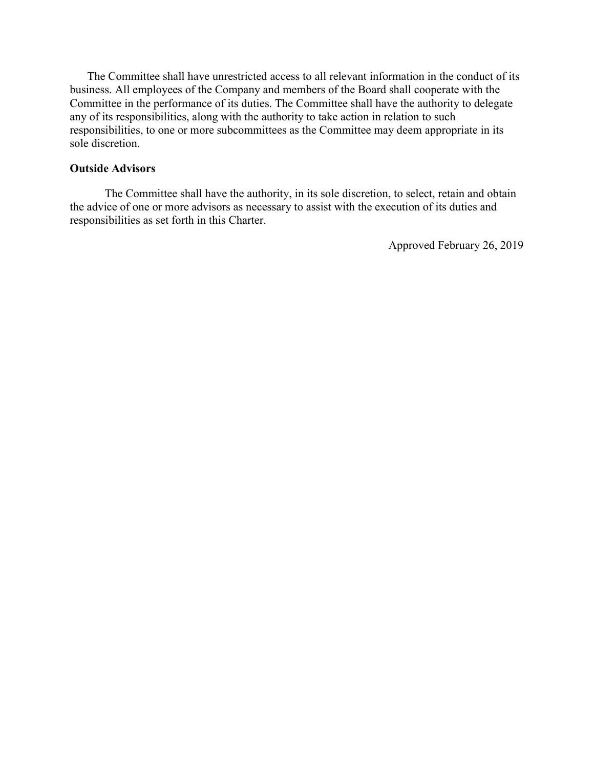The Committee shall have unrestricted access to all relevant information in the conduct of its business. All employees of the Company and members of the Board shall cooperate with the Committee in the performance of its duties. The Committee shall have the authority to delegate any of its responsibilities, along with the authority to take action in relation to such responsibilities, to one or more subcommittees as the Committee may deem appropriate in its sole discretion.

**Outside Advisors**

The Committee shall have the authority, in its sole discretion, to select, retain and obtain the advice of one or more advisors as necessary to assist with the execution of its duties and responsibilities as set forth in this Charter.

Approved February 26, 2019